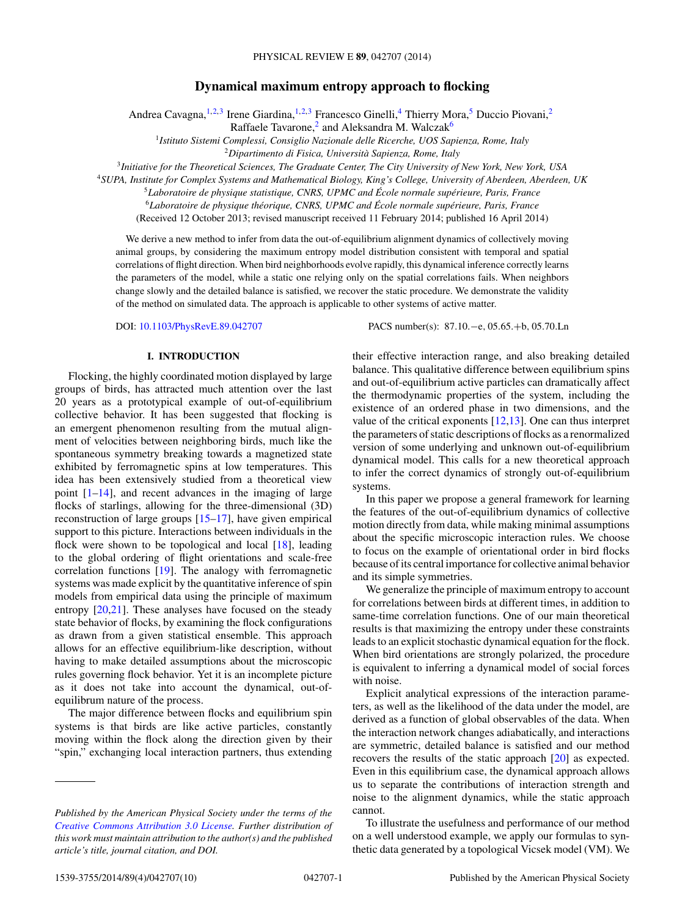# Dynamical maximum entropy approach to flocking

Andrea Cavagna,[1,2,3] Irene Giardina,[1,2,3] Francesco Ginelli,[4] Thierry Mora,[5] Duccio Piovani,[2] Raffaele Tavarone,[2] and Aleksandra M. Walczak[6]

[1]*Istituto Sistemi Complessi, Consiglio Nazionale delle Ricerche, UOS Sapienza, Rome, Italy*
[2]*Dipartimento di Fisica, Università Sapienza, Rome, Italy*
[3]*Initiative for the Theoretical Sciences, The Graduate Center, The City University of New York, New York, USA*
[4]*SUPA, Institute for Complex Systems and Mathematical Biology, King's College, University of Aberdeen, Aberdeen, UK*
[5]*Laboratoire de physique statistique, CNRS, UPMC and École normale supérieure, Paris, France*
[6]*Laboratoire de physique théorique, CNRS, UPMC and École normale supérieure, Paris, France*

(Received 12 October 2013; revised manuscript received 11 February 2014; published 16 April 2014)

We derive a new method to infer from data the out-of-equilibrium alignment dynamics of collectively moving animal groups, by considering the maximum entropy model distribution consistent with temporal and spatial correlations of flight direction. When bird neighborhoods evolve rapidly, this dynamical inference correctly learns the parameters of the model, while a static one relying only on the spatial correlations fails. When neighbors change slowly and the detailed balance is satisfied, we recover the static procedure. We demonstrate the validity of the method on simulated data. The approach is applicable to other systems of active matter.

DOI: 10.1103/PhysRevE.89.042707 PACS number(s): 87.10.−e, 05.65.+b, 05.70.Ln

## I. INTRODUCTION

Flocking, the highly coordinated motion displayed by large groups of birds, has attracted much attention over the last 20 years as a prototypical example of out-of-equilibrium collective behavior. It has been suggested that flocking is an emergent phenomenon resulting from the mutual alignment of velocities between neighboring birds, much like the spontaneous symmetry breaking towards a magnetized state exhibited by ferromagnetic spins at low temperatures. This idea has been extensively studied from a theoretical view point [1–14], and recent advances in the imaging of large flocks of starlings, allowing for the three-dimensional (3D) reconstruction of large groups [15–17], have given empirical support to this picture. Interactions between individuals in the flock were shown to be topological and local [18], leading to the global ordering of flight orientations and scale-free correlation functions [19]. The analogy with ferromagnetic systems was made explicit by the quantitative inference of spin models from empirical data using the principle of maximum entropy [20,21]. These analyses have focused on the steady state behavior of flocks, by examining the flock configurations as drawn from a given statistical ensemble. This approach allows for an effective equilibrium-like description, without having to make detailed assumptions about the microscopic rules governing flock behavior. Yet it is an incomplete picture as it does not take into account the dynamical, out-of-equilibrium nature of the process.

The major difference between flocks and equilibrium spin systems is that birds are like active particles, constantly moving within the flock along the direction given by their "spin," exchanging local interaction partners, thus extending their effective interaction range, and also breaking detailed balance. This qualitative difference between equilibrium spins and out-of-equilibrium active particles can dramatically affect the thermodynamic properties of the system, including the existence of an ordered phase in two dimensions, and the value of the critical exponents [12,13]. One can thus interpret the parameters of static descriptions of flocks as a renormalized version of some underlying and unknown out-of-equilibrium dynamical model. This calls for a new theoretical approach to infer the correct dynamics of strongly out-of-equilibrium systems.

In this paper we propose a general framework for learning the features of the out-of-equilibrium dynamics of collective motion directly from data, while making minimal assumptions about the specific microscopic interaction rules. We choose to focus on the example of orientational order in bird flocks because of its central importance for collective animal behavior and its simple symmetries.

We generalize the principle of maximum entropy to account for correlations between birds at different times, in addition to same-time correlation functions. One of our main theoretical results is that maximizing the entropy under these constraints leads to an explicit stochastic dynamical equation for the flock. When bird orientations are strongly polarized, the procedure is equivalent to inferring a dynamical model of social forces with noise.

Explicit analytical expressions of the interaction parameters, as well as the likelihood of the data under the model, are derived as a function of global observables of the data. When the interaction network changes adiabatically, and interactions are symmetric, detailed balance is satisfied and our method recovers the results of the static approach [20] as expected. Even in this equilibrium case, the dynamical approach allows us to separate the contributions of interaction strength and noise to the alignment dynamics, while the static approach cannot.

To illustrate the usefulness and performance of our method on a well understood example, we apply our formulas to synthetic data generated by a topological Vicsek model (VM). We

*Published by the American Physical Society under the terms of the Creative Commons Attribution 3.0 License. Further distribution of this work must maintain attribution to the author(s) and the published article's title, journal citation, and DOI.*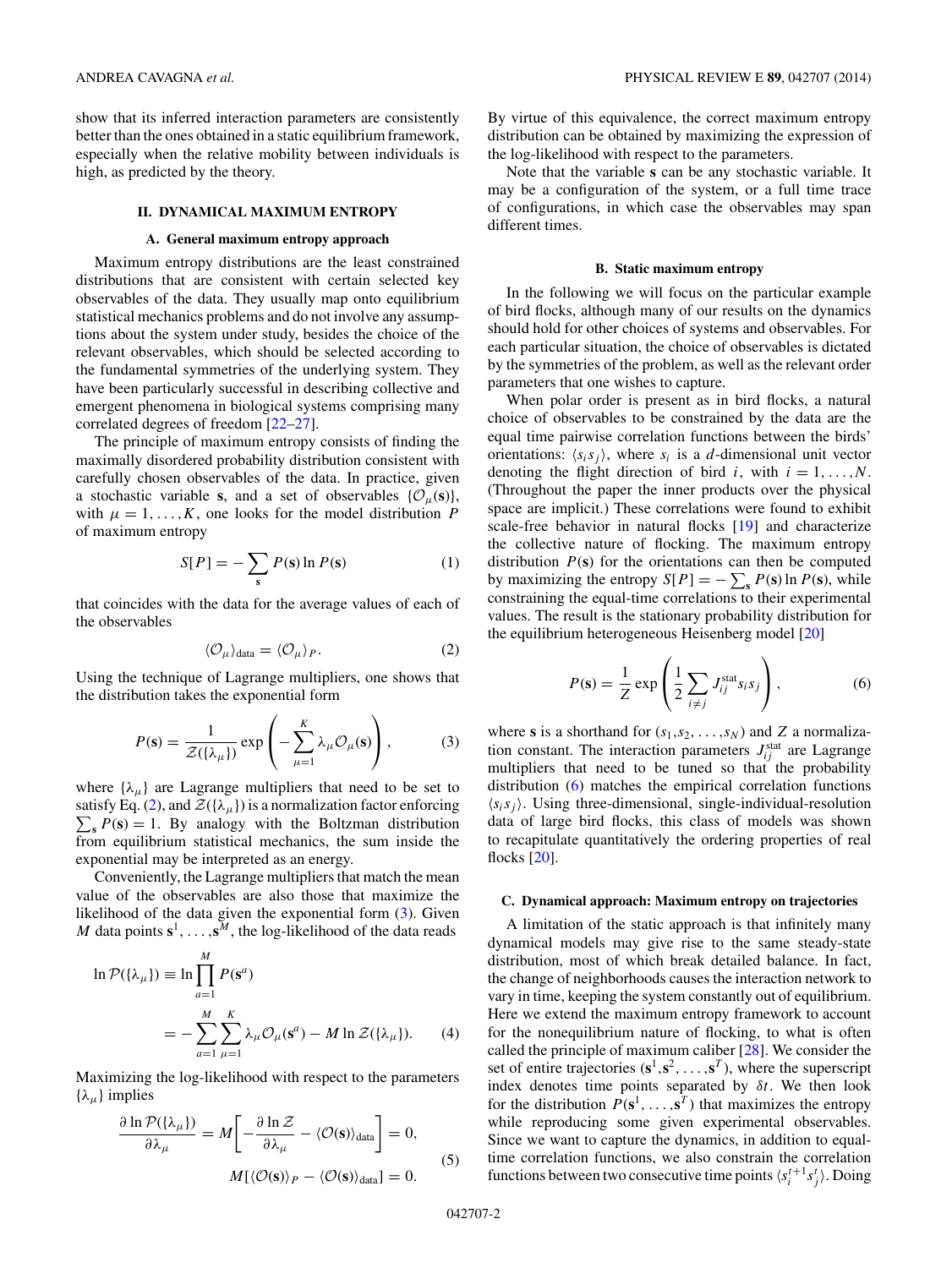show that its inferred interaction parameters are consistently better than the ones obtained in a static equilibrium framework, especially when the relative mobility between individuals is high, as predicted by the theory.

## II. DYNAMICAL MAXIMUM ENTROPY

### A. General maximum entropy approach

Maximum entropy distributions are the least constrained distributions that are consistent with certain selected key observables of the data. They usually map onto equilibrium statistical mechanics problems and do not involve any assumptions about the system under study, besides the choice of the relevant observables, which should be selected according to the fundamental symmetries of the underlying system. They have been particularly successful in describing collective and emergent phenomena in biological systems comprising many correlated degrees of freedom [22–27].

The principle of maximum entropy consists of finding the maximally disordered probability distribution consistent with carefully chosen observables of the data. In practice, given a stochastic variable $\mathbf{s}$, and a set of observables $\{\mathcal{O}_\mu(\mathbf{s})\}$, with $\mu = 1,\ldots,K$, one looks for the model distribution $P$ of maximum entropy

$$S[P] = -\sum_{\mathbf{s}} P(\mathbf{s}) \ln P(\mathbf{s}) \tag{1}$$

that coincides with the data for the average values of each of the observables

$$\langle \mathcal{O}_\mu \rangle_{\text{data}} = \langle \mathcal{O}_\mu \rangle_P. \tag{2}$$

Using the technique of Lagrange multipliers, one shows that the distribution takes the exponential form

$$P(\mathbf{s}) = \frac{1}{\mathcal{Z}(\{\lambda_\mu\})} \exp\left(-\sum_{\mu=1}^{K} \lambda_\mu \mathcal{O}_\mu(\mathbf{s})\right), \tag{3}$$

where $\{\lambda_\mu\}$ are Lagrange multipliers that need to be set to satisfy Eq. (2), and $\mathcal{Z}(\{\lambda_\mu\})$ is a normalization factor enforcing $\sum_{\mathbf{s}} P(\mathbf{s}) = 1$. By analogy with the Boltzman distribution from equilibrium statistical mechanics, the sum inside the exponential may be interpreted as an energy.

Conveniently, the Lagrange multipliers that match the mean value of the observables are also those that maximize the likelihood of the data given the exponential form (3). Given $M$ data points $\mathbf{s}^1,\ldots,\mathbf{s}^M$, the log-likelihood of the data reads

$$\begin{aligned}\ln \mathcal{P}(\{\lambda_\mu\}) &\equiv \ln \prod_{a=1}^{M} P(\mathbf{s}^a)\\ &= -\sum_{a=1}^{M}\sum_{\mu=1}^{K} \lambda_\mu \mathcal{O}_\mu(\mathbf{s}^a) - M \ln \mathcal{Z}(\{\lambda_\mu\}).\end{aligned} \tag{4}$$

Maximizing the log-likelihood with respect to the parameters $\{\lambda_\mu\}$ implies

$$\begin{aligned}\frac{\partial \ln \mathcal{P}(\{\lambda_\mu\})}{\partial \lambda_\mu} &= M\left[-\frac{\partial \ln \mathcal{Z}}{\partial \lambda_\mu} - \langle \mathcal{O}(\mathbf{s})\rangle_{\text{data}}\right] = 0,\\ M[\langle \mathcal{O}(\mathbf{s})\rangle_P &- \langle \mathcal{O}(\mathbf{s})\rangle_{\text{data}}] = 0.\end{aligned} \tag{5}$$

By virtue of this equivalence, the correct maximum entropy distribution can be obtained by maximizing the expression of the log-likelihood with respect to the parameters.

Note that the variable $\mathbf{s}$ can be any stochastic variable. It may be a configuration of the system, or a full time trace of configurations, in which case the observables may span different times.

### B. Static maximum entropy

In the following we will focus on the particular example of bird flocks, although many of our results on the dynamics should hold for other choices of systems and observables. For each particular situation, the choice of observables is dictated by the symmetries of the problem, as well as the relevant order parameters that one wishes to capture.

When polar order is present as in bird flocks, a natural choice of observables to be constrained by the data are the equal time pairwise correlation functions between the birds' orientations: $\langle s_i s_j \rangle$, where $s_i$ is a $d$-dimensional unit vector denoting the flight direction of bird $i$, with $i = 1,\ldots,N$. (Throughout the paper the inner products over the physical space are implicit.) These correlations were found to exhibit scale-free behavior in natural flocks [19] and characterize the collective nature of flocking. The maximum entropy distribution $P(\mathbf{s})$ for the orientations can then be computed by maximizing the entropy $S[P] = -\sum_{\mathbf{s}} P(\mathbf{s}) \ln P(\mathbf{s})$, while constraining the equal-time correlations to their experimental values. The result is the stationary probability distribution for the equilibrium heterogeneous Heisenberg model [20]

$$P(\mathbf{s}) = \frac{1}{Z} \exp\left(\frac{1}{2}\sum_{i\neq j} J_{ij}^{\text{stat}} s_i s_j\right), \tag{6}$$

where $\mathbf{s}$ is a shorthand for $(s_1,s_2,\ldots,s_N)$ and $Z$ a normalization constant. The interaction parameters $J_{ij}^{\text{stat}}$ are Lagrange multipliers that need to be tuned so that the probability distribution (6) matches the empirical correlation functions $\langle s_i s_j \rangle$. Using three-dimensional, single-individual-resolution data of large bird flocks, this class of models was shown to recapitulate quantitatively the ordering properties of real flocks [20].

### C. Dynamical approach: Maximum entropy on trajectories

A limitation of the static approach is that infinitely many dynamical models may give rise to the same steady-state distribution, most of which break detailed balance. In fact, the change of neighborhoods causes the interaction network to vary in time, keeping the system constantly out of equilibrium. Here we extend the maximum entropy framework to account for the nonequilibrium nature of flocking, to what is often called the principle of maximum caliber [28]. We consider the set of entire trajectories $(\mathbf{s}^1,\mathbf{s}^2,\ldots,\mathbf{s}^T)$, where the superscript index denotes time points separated by $\delta t$. We then look for the distribution $P(\mathbf{s}^1,\ldots,\mathbf{s}^T)$ that maximizes the entropy while reproducing some given experimental observables. Since we want to capture the dynamics, in addition to equal-time correlation functions, we also constrain the correlation functions between two consecutive time points $\langle s_i^{t+1} s_j^t \rangle$. Doing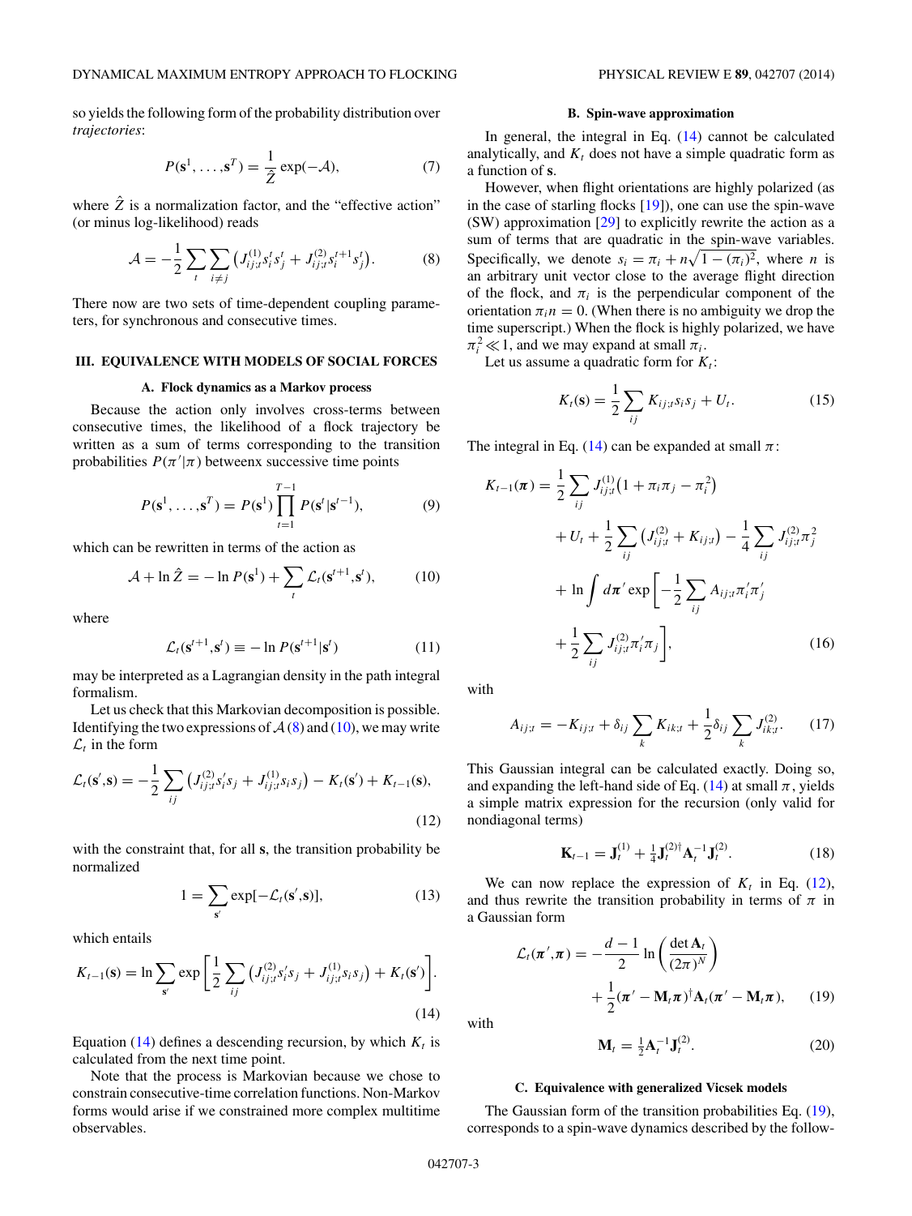so yields the following form of the probability distribution over *trajectories*:

$$P(\mathbf{s}^1,\ldots,\mathbf{s}^T) = \frac{1}{\hat{Z}}\exp(-\mathcal{A}), \tag{7}$$

where $\hat{Z}$ is a normalization factor, and the "effective action" (or minus log-likelihood) reads

$$\mathcal{A} = -\frac{1}{2}\sum_t\sum_{i\neq j}\left(J^{(1)}_{ij;t}s_i^t s_j^t + J^{(2)}_{ij;t}s_i^{t+1}s_j^t\right). \tag{8}$$

There now are two sets of time-dependent coupling parameters, for synchronous and consecutive times.

## III. EQUIVALENCE WITH MODELS OF SOCIAL FORCES

### A. Flock dynamics as a Markov process

Because the action only involves cross-terms between consecutive times, the likelihood of a flock trajectory be written as a sum of terms corresponding to the transition probabilities $P(\pi'|\pi)$ betweenx successive time points

$$P(\mathbf{s}^1,\ldots,\mathbf{s}^T) = P(\mathbf{s}^1)\prod_{t=1}^{T-1}P(\mathbf{s}^t|\mathbf{s}^{t-1}), \tag{9}$$

which can be rewritten in terms of the action as

$$\mathcal{A} + \ln\hat{Z} = -\ln P(\mathbf{s}^1) + \sum_t \mathcal{L}_t(\mathbf{s}^{t+1},\mathbf{s}^t), \tag{10}$$

where

$$\mathcal{L}_t(\mathbf{s}^{t+1},\mathbf{s}^t) \equiv -\ln P(\mathbf{s}^{t+1}|\mathbf{s}^t) \tag{11}$$

may be interpreted as a Lagrangian density in the path integral formalism.

Let us check that this Markovian decomposition is possible. Identifying the two expressions of $\mathcal{A}$ (8) and (10), we may write $\mathcal{L}_t$ in the form

$$\mathcal{L}_t(\mathbf{s}',\mathbf{s}) = -\frac{1}{2}\sum_{ij}\left(J^{(2)}_{ij;t}s_i's_j + J^{(1)}_{ij;t}s_is_j\right) - K_t(\mathbf{s}') + K_{t-1}(\mathbf{s}), \tag{12}$$

with the constraint that, for all $\mathbf{s}$, the transition probability be normalized

$$1 = \sum_{\mathbf{s}'}\exp[-\mathcal{L}_t(\mathbf{s}',\mathbf{s})], \tag{13}$$

which entails

$$K_{t-1}(\mathbf{s}) = \ln\sum_{\mathbf{s}'}\exp\left[\frac{1}{2}\sum_{ij}\left(J^{(2)}_{ij;t}s_i's_j + J^{(1)}_{ij;t}s_is_j\right) + K_t(\mathbf{s}')\right]. \tag{14}$$

Equation (14) defines a descending recursion, by which $K_t$ is calculated from the next time point.

Note that the process is Markovian because we chose to constrain consecutive-time correlation functions. Non-Markov forms would arise if we constrained more complex multitime observables.

### B. Spin-wave approximation

In general, the integral in Eq. (14) cannot be calculated analytically, and $K_t$ does not have a simple quadratic form as a function of $\mathbf{s}$.

However, when flight orientations are highly polarized (as in the case of starling flocks [19]), one can use the spin-wave (SW) approximation [29] to explicitly rewrite the action as a sum of terms that are quadratic in the spin-wave variables. Specifically, we denote $s_i = \pi_i + n\sqrt{1-(\pi_i)^2}$, where $n$ is an arbitrary unit vector close to the average flight direction of the flock, and $\pi_i$ is the perpendicular component of the orientation $\pi_i n = 0$. (When there is no ambiguity we drop the time superscript.) When the flock is highly polarized, we have $\pi_i^2 \ll 1$, and we may expand at small $\pi_i$.

Let us assume a quadratic form for $K_t$:

$$K_t(\mathbf{s}) = \frac{1}{2}\sum_{ij}K_{ij;t}s_is_j + U_t. \tag{15}$$

The integral in Eq. (14) can be expanded at small $\pi$:

$$\begin{aligned}K_{t-1}(\boldsymbol{\pi}) = &\frac{1}{2}\sum_{ij}J^{(1)}_{ij;t}\left(1+\pi_i\pi_j-\pi_i^2\right)\\ &+U_t + \frac{1}{2}\sum_{ij}\left(J^{(2)}_{ij;t}+K_{ij;t}\right) - \frac{1}{4}\sum_{ij}J^{(2)}_{ij;t}\pi_j^2\\ &+\ln\int d\boldsymbol{\pi}'\exp\left[-\frac{1}{2}\sum_{ij}A_{ij;t}\pi_i'\pi_j'\right.\\ &\left.+\frac{1}{2}\sum_{ij}J^{(2)}_{ij;t}\pi_i'\pi_j\right],\end{aligned} \tag{16}$$

with

$$A_{ij;t} = -K_{ij;t} + \delta_{ij}\sum_k K_{ik;t} + \frac{1}{2}\delta_{ij}\sum_k J^{(2)}_{ik;t}. \tag{17}$$

This Gaussian integral can be calculated exactly. Doing so, and expanding the left-hand side of Eq. (14) at small $\pi$, yields a simple matrix expression for the recursion (only valid for nondiagonal terms)

$$\mathbf{K}_{t-1} = \mathbf{J}^{(1)}_t + \tfrac{1}{4}\mathbf{J}^{(2)\dagger}_t\mathbf{A}_t^{-1}\mathbf{J}^{(2)}_t. \tag{18}$$

We can now replace the expression of $K_t$ in Eq. (12), and thus rewrite the transition probability in terms of $\pi$ in a Gaussian form

$$\begin{aligned}\mathcal{L}_t(\boldsymbol{\pi}',\boldsymbol{\pi}) = &-\frac{d-1}{2}\ln\left(\frac{\det\mathbf{A}_t}{(2\pi)^N}\right)\\ &+\frac{1}{2}(\boldsymbol{\pi}'-\mathbf{M}_t\boldsymbol{\pi})^\dagger\mathbf{A}_t(\boldsymbol{\pi}'-\mathbf{M}_t\boldsymbol{\pi}),\end{aligned} \tag{19}$$

with

$$\mathbf{M}_t = \tfrac{1}{2}\mathbf{A}_t^{-1}\mathbf{J}^{(2)}_t. \tag{20}$$

### C. Equivalence with generalized Vicsek models

The Gaussian form of the transition probabilities Eq. (19), corresponds to a spin-wave dynamics described by the follow-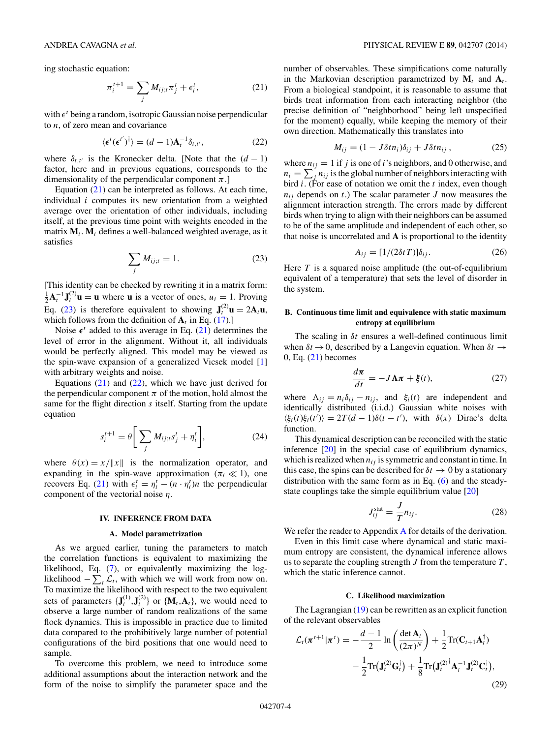ing stochastic equation:

$$\pi_i^{t+1} = \sum_j M_{ij;t} \pi_j^t + \epsilon_i^t, \tag{21}$$

with $\epsilon^t$ being a random, isotropic Gaussian noise perpendicular to $n$, of zero mean and covariance

$$\langle \boldsymbol{\epsilon}^t (\boldsymbol{\epsilon}^{t'})^\dagger \rangle = (d-1)\mathbf{A}_t^{-1} \delta_{t,t'}, \tag{22}$$

where $\delta_{t,t'}$ is the Kronecker delta. [Note that the $(d-1)$ factor, here and in previous equations, corresponds to the dimensionality of the perpendicular component $\pi$.]

Equation (21) can be interpreted as follows. At each time, individual $i$ computes its new orientation from a weighted average over the orientation of other individuals, including itself, at the previous time point with weights encoded in the matrix $\mathbf{M}_t$. $\mathbf{M}_t$ defines a well-balanced weighted average, as it satisfies

$$\sum_j M_{ij;t} = 1. \tag{23}$$

[This identity can be checked by rewriting it in a matrix form: $\frac{1}{2}\mathbf{A}_t^{-1}\mathbf{J}_t^{(2)}\mathbf{u} = \mathbf{u}$ where $\mathbf{u}$ is a vector of ones, $u_i = 1$. Proving Eq. (23) is therefore equivalent to showing $\mathbf{J}_t^{(2)}\mathbf{u} = 2\mathbf{A}_t\mathbf{u}$, which follows from the definition of $\mathbf{A}_t$ in Eq. (17).]

Noise $\boldsymbol{\epsilon}^t$ added to this average in Eq. (21) determines the level of error in the alignment. Without it, all individuals would be perfectly aligned. This model may be viewed as the spin-wave expansion of a generalized Vicsek model [1] with arbitrary weights and noise.

Equations (21) and (22), which we have just derived for the perpendicular component $\pi$ of the motion, hold almost the same for the flight direction $s$ itself. Starting from the update equation

$$s_i^{t+1} = \theta\left[\sum_j M_{ij;t} s_j^t + \eta_i^t\right], \tag{24}$$

where $\theta(x) = x/\|x\|$ is the normalization operator, and expanding in the spin-wave approximation ($\pi_i \ll 1$), one recovers Eq. (21) with $\epsilon_i^t = \eta_i^t - (n \cdot \eta_i^t) n$ the perpendicular component of the vectorial noise $\eta$.

## IV. INFERENCE FROM DATA

### A. Model parametrization

As we argued earlier, tuning the parameters to match the correlation functions is equivalent to maximizing the likelihood, Eq. (7), or equivalently maximizing the log-likelihood $-\sum_t \mathcal{L}_t$, with which we will work from now on. To maximize the likelihood with respect to the two equivalent sets of parameters $\{\mathbf{J}_t^{(1)}, \mathbf{J}_t^{(2)}\}$ or $\{\mathbf{M}_t, \mathbf{A}_t\}$, we would need to observe a large number of random realizations of the same flock dynamics. This is impossible in practice due to limited data compared to the prohibitively large number of potential configurations of the bird positions that one would need to sample.

To overcome this problem, we need to introduce some additional assumptions about the interaction network and the form of the noise to simplify the parameter space and the number of observables. These simpifications come naturally in the Markovian description parametrized by $\mathbf{M}_t$ and $\mathbf{A}_t$. From a biological standpoint, it is reasonable to assume that birds treat information from each interacting neighbor (the precise definition of "neighborhood" being left unspecified for the moment) equally, while keeping the memory of their own direction. Mathematically this translates into

$$M_{ij} = (1 - J\delta t n_i)\delta_{ij} + J\delta t n_{ij}, \tag{25}$$

where $n_{ij} = 1$ if $j$ is one of $i$'s neighbors, and 0 otherwise, and $n_i = \sum_j n_{ij}$ is the global number of neighbors interacting with bird $i$. (For ease of notation we omit the $t$ index, even though $n_{ij}$ depends on $t$.) The scalar parameter $J$ now measures the alignment interaction strength. The errors made by different birds when trying to align with their neighbors can be assumed to be of the same amplitude and independent of each other, so that noise is uncorrelated and $\mathbf{A}$ is proportional to the identity

$$A_{ij} = [1/(2\delta t T)]\delta_{ij}. \tag{26}$$

Here $T$ is a squared noise amplitude (the out-of-equilibrium equivalent of a temperature) that sets the level of disorder in the system.

### B. Continuous time limit and equivalence with static maximum entropy at equilibrium

The scaling in $\delta t$ ensures a well-defined continuous limit when $\delta t \to 0$, described by a Langevin equation. When $\delta t \to 0$, Eq. (21) becomes

$$\frac{d\boldsymbol{\pi}}{dt} = -J\boldsymbol{\Lambda}\boldsymbol{\pi} + \boldsymbol{\xi}(t), \tag{27}$$

where $\Lambda_{ij} = n_i\delta_{ij} - n_{ij}$, and $\xi_i(t)$ are independent and identically distributed (i.i.d.) Gaussian white noises with $\langle \xi_i(t)\xi_i(t')\rangle = 2T(d-1)\delta(t-t')$, with $\delta(x)$ Dirac's delta function.

This dynamical description can be reconciled with the static inference [20] in the special case of equilibrium dynamics, which is realized when $n_{ij}$ is symmetric and constant in time. In this case, the spins can be described for $\delta t \to 0$ by a stationary distribution with the same form as in Eq. (6) and the steady-state couplings take the simple equilibrium value [20]

$$J_{ij}^{\text{stat}} = \frac{J}{T} n_{ij}. \tag{28}$$

We refer the reader to Appendix A for details of the derivation.

Even in this limit case where dynamical and static maximum entropy are consistent, the dynamical inference allows us to separate the coupling strength $J$ from the temperature $T$, which the static inference cannot.

### C. Likelihood maximization

The Lagrangian (19) can be rewritten as an explicit function of the relevant observables

$$\begin{aligned}\mathcal{L}_t(\boldsymbol{\pi}^{t+1}|\boldsymbol{\pi}^t) = &-\frac{d-1}{2}\ln\left(\frac{\det \mathbf{A}_t}{(2\pi)^N}\right) + \frac{1}{2}\text{Tr}(\mathbf{C}_{t+1}\mathbf{A}_t^\dagger) \\ &- \frac{1}{2}\text{Tr}\big(\mathbf{J}_t^{(2)}\mathbf{G}_t^\dagger\big) + \frac{1}{8}\text{Tr}\big(\mathbf{J}_t^{(2)\dagger}\mathbf{A}_t^{-1}\mathbf{J}_t^{(2)}\mathbf{C}_t^\dagger\big),\end{aligned} \tag{29}$$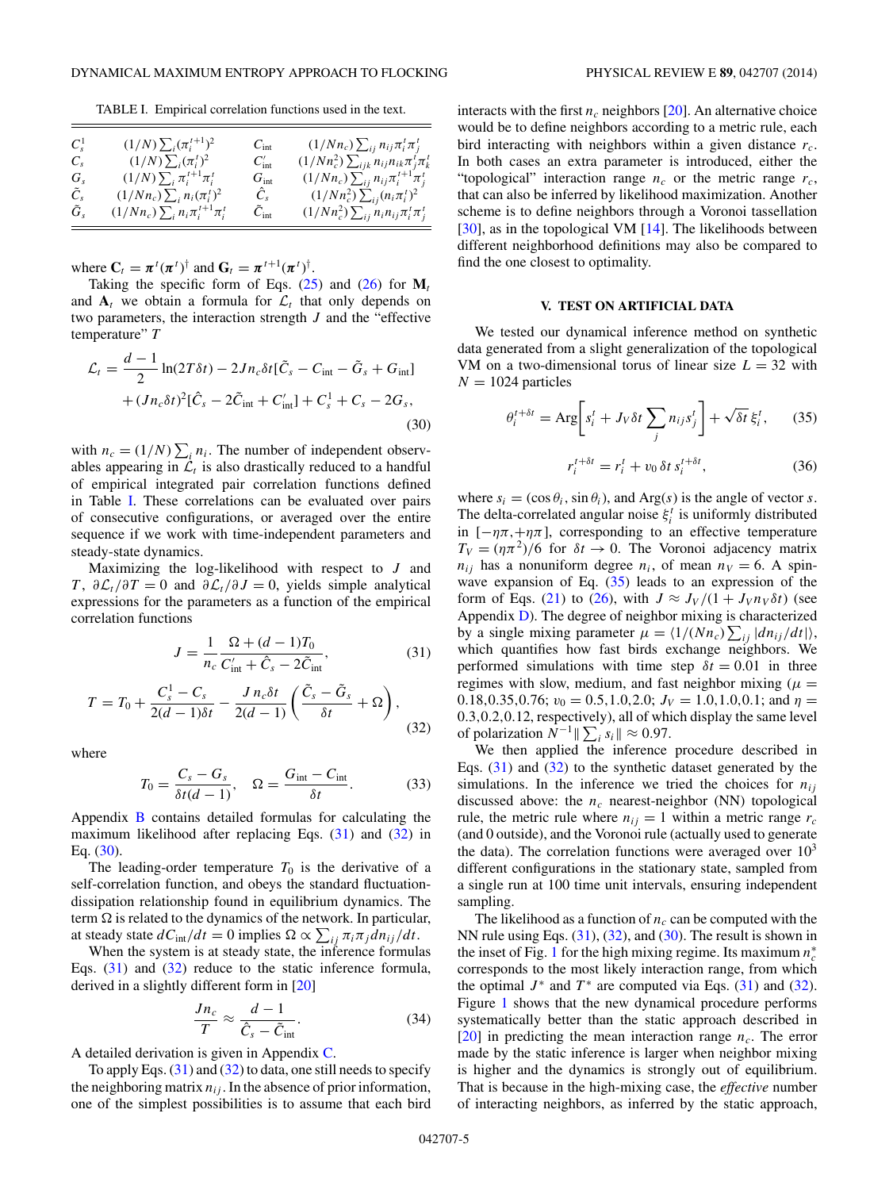TABLE I. Empirical correlation functions used in the text.

| | | | |
|---|---|---|---|
| $C_s^1$ | $(1/N)\sum_i (\pi_i^{t+1})^2$ | $C_{\text{int}}$ | $(1/Nn_c)\sum_{ij} n_{ij}\pi_i^t\pi_j^t$ |
| $C_s$ | $(1/N)\sum_i (\pi_i^t)^2$ | $C'_{\text{int}}$ | $(1/Nn_c^2)\sum_{ijk} n_{ij}n_{ik}\pi_j^t\pi_k^t$ |
| $G_s$ | $(1/N)\sum_i \pi_i^{t+1}\pi_i^t$ | $G_{\text{int}}$ | $(1/Nn_c)\sum_{ij} n_{ij}\pi_i^{t+1}\pi_j^t$ |
| $\tilde{C}_s$ | $(1/Nn_c)\sum_i n_i(\pi_i^t)^2$ | $\hat{C}_s$ | $(1/Nn_c^2)\sum_{ij}(n_i\pi_i^t)^2$ |
| $\tilde{G}_s$ | $(1/Nn_c)\sum_i n_i\pi_i^{t+1}\pi_i^t$ | $\tilde{C}_{\text{int}}$ | $(1/Nn_c^2)\sum_{ij} n_in_{ij}\pi_i^t\pi_j^t$ |

where $\mathbf{C}_t = \boldsymbol{\pi}^t(\boldsymbol{\pi}^t)^\dagger$ and $\mathbf{G}_t = \boldsymbol{\pi}^{t+1}(\boldsymbol{\pi}^t)^\dagger$.

Taking the specific form of Eqs. (25) and (26) for $\mathbf{M}_t$ and $\mathbf{A}_t$ we obtain a formula for $\mathcal{L}_t$ that only depends on two parameters, the interaction strength $J$ and the "effective temperature" $T$

$$\mathcal{L}_t = \frac{d-1}{2}\ln(2T\delta t) - 2Jn_c\delta t[\tilde{C}_s - C_{\text{int}} - \tilde{G}_s + G_{\text{int}}] + (Jn_c\delta t)^2[\hat{C}_s - 2\tilde{C}_{\text{int}} + C'_{\text{int}}] + C_s^1 + C_s - 2G_s, \tag{30}$$

with $n_c = (1/N)\sum_i n_i$. The number of independent observables appearing in $\mathcal{L}_t$ is also drastically reduced to a handful of empirical integrated pair correlation functions defined in Table I. These correlations can be evaluated over pairs of consecutive configurations, or averaged over the entire sequence if we work with time-independent parameters and steady-state dynamics.

Maximizing the log-likelihood with respect to $J$ and $T$, $\partial\mathcal{L}_t/\partial T = 0$ and $\partial\mathcal{L}_t/\partial J = 0$, yields simple analytical expressions for the parameters as a function of the empirical correlation functions

$$J = \frac{1}{n_c}\frac{\Omega + (d-1)T_0}{C'_{\text{int}} + \hat{C}_s - 2\tilde{C}_{\text{int}}}, \tag{31}$$

$$T = T_0 + \frac{C_s^1 - C_s}{2(d-1)\delta t} - \frac{J\,n_c\delta t}{2(d-1)}\left(\frac{\tilde{C}_s - \tilde{G}_s}{\delta t} + \Omega\right), \tag{32}$$

where

$$T_0 = \frac{C_s - G_s}{\delta t(d-1)}, \quad \Omega = \frac{G_{\text{int}} - C_{\text{int}}}{\delta t}. \tag{33}$$

Appendix B contains detailed formulas for calculating the maximum likelihood after replacing Eqs. (31) and (32) in Eq. (30).

The leading-order temperature $T_0$ is the derivative of a self-correlation function, and obeys the standard fluctuation-dissipation relationship found in equilibrium dynamics. The term $\Omega$ is related to the dynamics of the network. In particular, at steady state $dC_{\text{int}}/dt = 0$ implies $\Omega \propto \sum_{ij}\pi_i\pi_j dn_{ij}/dt$.

When the system is at steady state, the inference formulas Eqs. (31) and (32) reduce to the static inference formula, derived in a slightly different form in [20]

$$\frac{Jn_c}{T} \approx \frac{d-1}{\hat{C}_s - \tilde{C}_{\text{int}}}. \tag{34}$$

A detailed derivation is given in Appendix C.

To apply Eqs. (31) and (32) to data, one still needs to specify the neighboring matrix $n_{ij}$. In the absence of prior information, one of the simplest possibilities is to assume that each bird interacts with the first $n_c$ neighbors [20]. An alternative choice would be to define neighbors according to a metric rule, each bird interacting with neighbors within a given distance $r_c$. In both cases an extra parameter is introduced, either the "topological" interaction range $n_c$ or the metric range $r_c$, that can also be inferred by likelihood maximization. Another scheme is to define neighbors through a Voronoi tassellation [30], as in the topological VM [14]. The likelihoods between different neighborhood definitions may also be compared to find the one closest to optimality.

## V. TEST ON ARTIFICIAL DATA

We tested our dynamical inference method on synthetic data generated from a slight generalization of the topological VM on a two-dimensional torus of linear size $L = 32$ with $N = 1024$ particles

$$\theta_i^{t+\delta t} = \text{Arg}\left[s_i^t + J_V\delta t\sum_j n_{ij}s_j^t\right] + \sqrt{\delta t}\,\xi_i^t, \tag{35}$$

$$r_i^{t+\delta t} = r_i^t + v_0\,\delta t\,s_i^{t+\delta t}, \tag{36}$$

where $s_i = (\cos\theta_i, \sin\theta_i)$, and $\text{Arg}(s)$ is the angle of vector $s$. The delta-correlated angular noise $\xi_i^t$ is uniformly distributed in $[-\eta\pi, +\eta\pi]$, corresponding to an effective temperature $T_V = (\eta\pi^2)/6$ for $\delta t \to 0$. The Voronoi adjacency matrix $n_{ij}$ has a nonuniform degree $n_i$, of mean $n_V = 6$. A spin-wave expansion of Eq. (35) leads to an expression of the form of Eqs. (21) to (26), with $J \approx J_V/(1 + J_V n_V\delta t)$ (see Appendix D). The degree of neighbor mixing is characterized by a single mixing parameter $\mu = \langle 1/(Nn_c)\sum_{ij}|dn_{ij}/dt|\rangle$, which quantifies how fast birds exchange neighbors. We performed simulations with time step $\delta t = 0.01$ in three regimes with slow, medium, and fast neighbor mixing ($\mu = 0.18, 0.35, 0.76$; $v_0 = 0.5, 1.0, 2.0$; $J_V = 1.0, 1.0, 0.1$; and $\eta = 0.3, 0.2, 0.12$, respectively), all of which display the same level of polarization $N^{-1}\|\sum_i s_i\| \approx 0.97$.

We then applied the inference procedure described in Eqs. (31) and (32) to the synthetic dataset generated by the simulations. In the inference we tried the choices for $n_{ij}$ discussed above: the $n_c$ nearest-neighbor (NN) topological rule, the metric rule where $n_{ij} = 1$ within a metric range $r_c$ (and 0 outside), and the Voronoi rule (actually used to generate the data). The correlation functions were averaged over $10^3$ different configurations in the stationary state, sampled from a single run at 100 time unit intervals, ensuring independent sampling.

The likelihood as a function of $n_c$ can be computed with the NN rule using Eqs. (31), (32), and (30). The result is shown in the inset of Fig. 1 for the high mixing regime. Its maximum $n_c^*$ corresponds to the most likely interaction range, from which the optimal $J^*$ and $T^*$ are computed via Eqs. (31) and (32). Figure 1 shows that the new dynamical procedure performs systematically better than the static approach described in [20] in predicting the mean interaction range $n_c$. The error made by the static inference is larger when neighbor mixing is higher and the dynamics is strongly out of equilibrium. That is because in the high-mixing case, the *effective* number of interacting neighbors, as inferred by the static approach,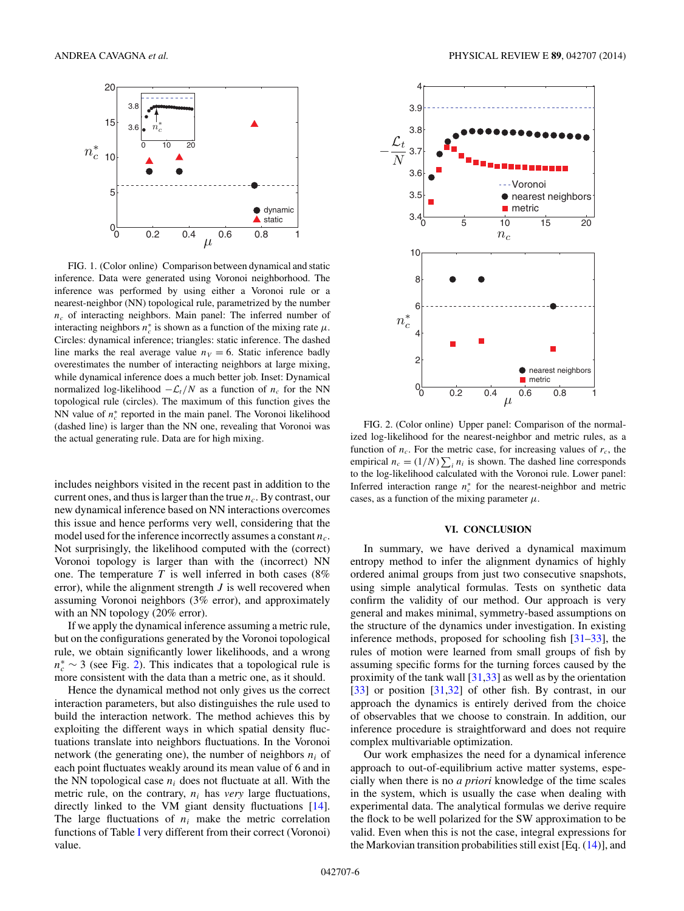FIG. 1. (Color online) Comparison between dynamical and static inference. Data were generated using Voronoi neighborhood. The inference was performed by using either a Voronoi rule or a nearest-neighbor (NN) topological rule, parametrized by the number $n_c$ of interacting neighbors. Main panel: The inferred number of interacting neighbors $n_c^*$ is shown as a function of the mixing rate $\mu$. Circles: dynamical inference; triangles: static inference. The dashed line marks the real average value $n_V = 6$. Static inference badly overestimates the number of interacting neighbors at large mixing, while dynamical inference does a much better job. Inset: Dynamical normalized log-likelihood $-\mathcal{L}_t/N$ as a function of $n_c$ for the NN topological rule (circles). The maximum of this function gives the NN value of $n_c^*$ reported in the main panel. The Voronoi likelihood (dashed line) is larger than the NN one, revealing that Voronoi was the actual generating rule. Data are for high mixing.

includes neighbors visited in the recent past in addition to the current ones, and thus is larger than the true $n_c$. By contrast, our new dynamical inference based on NN interactions overcomes this issue and hence performs very well, considering that the model used for the inference incorrectly assumes a constant $n_c$. Not surprisingly, the likelihood computed with the (correct) Voronoi topology is larger than with the (incorrect) NN one. The temperature $T$ is well inferred in both cases (8% error), while the alignment strength $J$ is well recovered when assuming Voronoi neighbors (3% error), and approximately with an NN topology (20% error).

If we apply the dynamical inference assuming a metric rule, but on the configurations generated by the Voronoi topological rule, we obtain significantly lower likelihoods, and a wrong $n_c^* \sim 3$ (see Fig. 2). This indicates that a topological rule is more consistent with the data than a metric one, as it should.

Hence the dynamical method not only gives us the correct interaction parameters, but also distinguishes the rule used to build the interaction network. The method achieves this by exploiting the different ways in which spatial density fluctuations translate into neighbors fluctuations. In the Voronoi network (the generating one), the number of neighbors $n_i$ of each point fluctuates weakly around its mean value of 6 and in the NN topological case $n_i$ does not fluctuate at all. With the metric rule, on the contrary, $n_i$ has *very* large fluctuations, directly linked to the VM giant density fluctuations [14]. The large fluctuations of $n_i$ make the metric correlation functions of Table I very different from their correct (Voronoi) value.

FIG. 2. (Color online) Upper panel: Comparison of the normalized log-likelihood for the nearest-neighbor and metric rules, as a function of $n_c$. For the metric case, for increasing values of $r_c$, the empirical $n_c = (1/N)\sum_i n_i$ is shown. The dashed line corresponds to the log-likelihood calculated with the Voronoi rule. Lower panel: Inferred interaction range $n_c^*$ for the nearest-neighbor and metric cases, as a function of the mixing parameter $\mu$.

## VI. CONCLUSION

In summary, we have derived a dynamical maximum entropy method to infer the alignment dynamics of highly ordered animal groups from just two consecutive snapshots, using simple analytical formulas. Tests on synthetic data confirm the validity of our method. Our approach is very general and makes minimal, symmetry-based assumptions on the structure of the dynamics under investigation. In existing inference methods, proposed for schooling fish [31–33], the rules of motion were learned from small groups of fish by assuming specific forms for the turning forces caused by the proximity of the tank wall [31,33] as well as by the orientation [33] or position [31,32] of other fish. By contrast, in our approach the dynamics is entirely derived from the choice of observables that we choose to constrain. In addition, our inference procedure is straightforward and does not require complex multivariable optimization.

Our work emphasizes the need for a dynamical inference approach to out-of-equilibrium active matter systems, especially when there is no *a priori* knowledge of the time scales in the system, which is usually the case when dealing with experimental data. The analytical formulas we derive require the flock to be well polarized for the SW approximation to be valid. Even when this is not the case, integral expressions for the Markovian transition probabilities still exist [Eq. (14)], and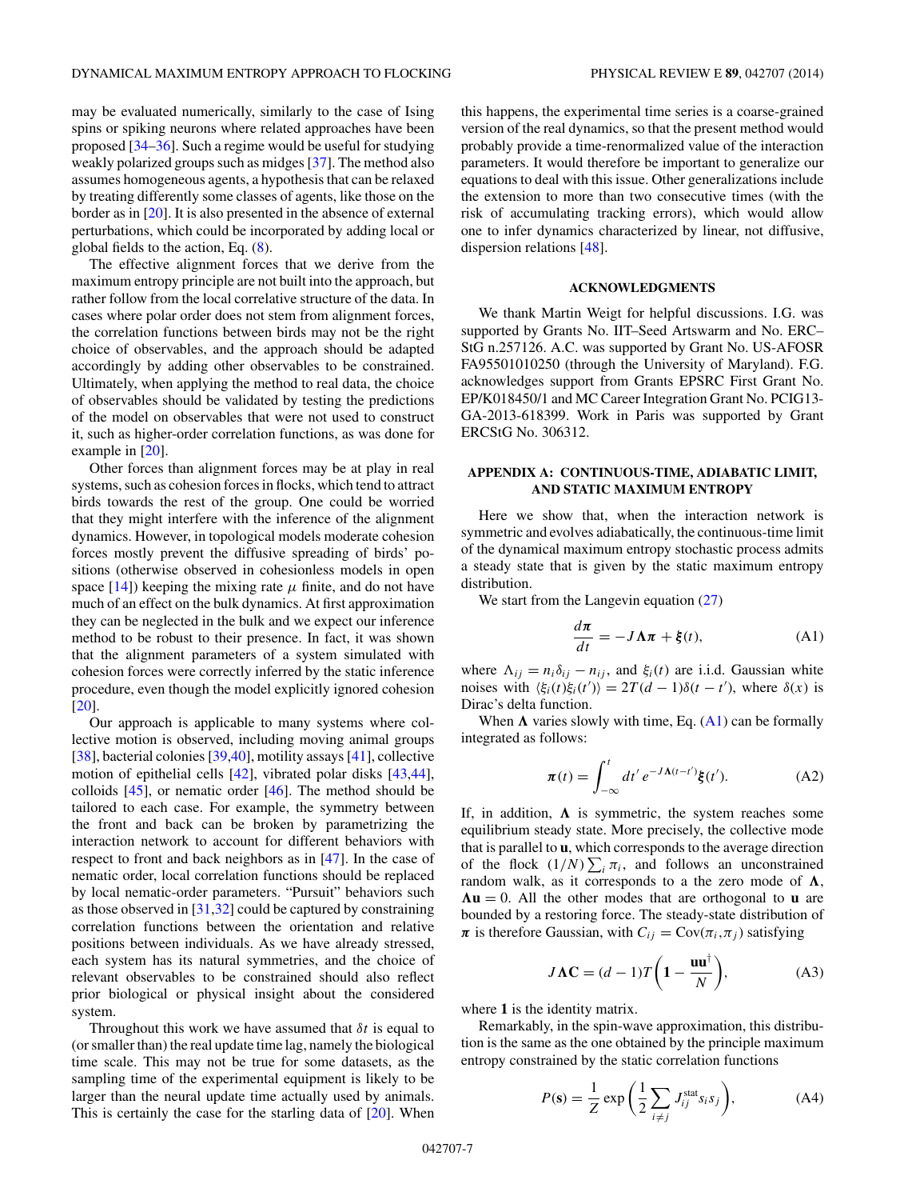may be evaluated numerically, similarly to the case of Ising spins or spiking neurons where related approaches have been proposed [34–36]. Such a regime would be useful for studying weakly polarized groups such as midges [37]. The method also assumes homogeneous agents, a hypothesis that can be relaxed by treating differently some classes of agents, like those on the border as in [20]. It is also presented in the absence of external perturbations, which could be incorporated by adding local or global fields to the action, Eq. (8).

The effective alignment forces that we derive from the maximum entropy principle are not built into the approach, but rather follow from the local correlative structure of the data. In cases where polar order does not stem from alignment forces, the correlation functions between birds may not be the right choice of observables, and the approach should be adapted accordingly by adding other observables to be constrained. Ultimately, when applying the method to real data, the choice of observables should be validated by testing the predictions of the model on observables that were not used to construct it, such as higher-order correlation functions, as was done for example in [20].

Other forces than alignment forces may be at play in real systems, such as cohesion forces in flocks, which tend to attract birds towards the rest of the group. One could be worried that they might interfere with the inference of the alignment dynamics. However, in topological models moderate cohesion forces mostly prevent the diffusive spreading of birds' positions (otherwise observed in cohesionless models in open space [14]) keeping the mixing rate $\mu$ finite, and do not have much of an effect on the bulk dynamics. At first approximation they can be neglected in the bulk and we expect our inference method to be robust to their presence. In fact, it was shown that the alignment parameters of a system simulated with cohesion forces were correctly inferred by the static inference procedure, even though the model explicitly ignored cohesion [20].

Our approach is applicable to many systems where collective motion is observed, including moving animal groups [38], bacterial colonies [39,40], motility assays [41], collective motion of epithelial cells [42], vibrated polar disks [43,44], colloids [45], or nematic order [46]. The method should be tailored to each case. For example, the symmetry between the front and back can be broken by parametrizing the interaction network to account for different behaviors with respect to front and back neighbors as in [47]. In the case of nematic order, local correlation functions should be replaced by local nematic-order parameters. "Pursuit" behaviors such as those observed in [31,32] could be captured by constraining correlation functions between the orientation and relative positions between individuals. As we have already stressed, each system has its natural symmetries, and the choice of relevant observables to be constrained should also reflect prior biological or physical insight about the considered system.

Throughout this work we have assumed that $\delta t$ is equal to (or smaller than) the real update time lag, namely the biological time scale. This may not be true for some datasets, as the sampling time of the experimental equipment is likely to be larger than the neural update time actually used by animals. This is certainly the case for the starling data of [20]. When this happens, the experimental time series is a coarse-grained version of the real dynamics, so that the present method would probably provide a time-renormalized value of the interaction parameters. It would therefore be important to generalize our equations to deal with this issue. Other generalizations include the extension to more than two consecutive times (with the risk of accumulating tracking errors), which would allow one to infer dynamics characterized by linear, not diffusive, dispersion relations [48].

## ACKNOWLEDGMENTS

We thank Martin Weigt for helpful discussions. I.G. was supported by Grants No. IIT–Seed Artswarm and No. ERC–StG n.257126. A.C. was supported by Grant No. US-AFOSR FA95501010250 (through the University of Maryland). F.G. acknowledges support from Grants EPSRC First Grant No. EP/K018450/1 and MC Career Integration Grant No. PCIG13-GA-2013-618399. Work in Paris was supported by Grant ERCStG No. 306312.

## APPENDIX A: CONTINUOUS-TIME, ADIABATIC LIMIT, AND STATIC MAXIMUM ENTROPY

Here we show that, when the interaction network is symmetric and evolves adiabatically, the continuous-time limit of the dynamical maximum entropy stochastic process admits a steady state that is given by the static maximum entropy distribution.

We start from the Langevin equation (27)

$$\frac{d\boldsymbol{\pi}}{dt} = -J\boldsymbol{\Lambda}\boldsymbol{\pi} + \boldsymbol{\xi}(t), \tag{A1}$$

where $\Lambda_{ij} = n_i\delta_{ij} - n_{ij}$, and $\xi_i(t)$ are i.i.d. Gaussian white noises with $\langle \xi_i(t)\xi_i(t')\rangle = 2T(d-1)\delta(t-t')$, where $\delta(x)$ is Dirac's delta function.

When $\boldsymbol{\Lambda}$ varies slowly with time, Eq. (A1) can be formally integrated as follows:

$$\boldsymbol{\pi}(t) = \int_{-\infty}^{t} dt'\, e^{-J\boldsymbol{\Lambda}(t-t')}\boldsymbol{\xi}(t'). \tag{A2}$$

If, in addition, $\boldsymbol{\Lambda}$ is symmetric, the system reaches some equilibrium steady state. More precisely, the collective mode that is parallel to $\mathbf{u}$, which corresponds to the average direction of the flock $(1/N)\sum_i \pi_i$, and follows an unconstrained random walk, as it corresponds to a zero mode of $\boldsymbol{\Lambda}$, $\boldsymbol{\Lambda}\mathbf{u} = 0$. All the other modes that are orthogonal to $\mathbf{u}$ are bounded by a restoring force. The steady-state distribution of $\boldsymbol{\pi}$ is therefore Gaussian, with $C_{ij} = \mathrm{Cov}(\pi_i,\pi_j)$ satisfying

$$J\boldsymbol{\Lambda}\mathbf{C} = (d-1)T\left(\mathbf{1} - \frac{\mathbf{u}\mathbf{u}^{\dagger}}{N}\right), \tag{A3}$$

where $\mathbf{1}$ is the identity matrix.

Remarkably, in the spin-wave approximation, this distribution is the same as the one obtained by the principle maximum entropy constrained by the static correlation functions

$$P(\mathbf{s}) = \frac{1}{Z}\exp\left(\frac{1}{2}\sum_{i\neq j} J_{ij}^{\mathrm{stat}} s_i s_j\right), \tag{A4}$$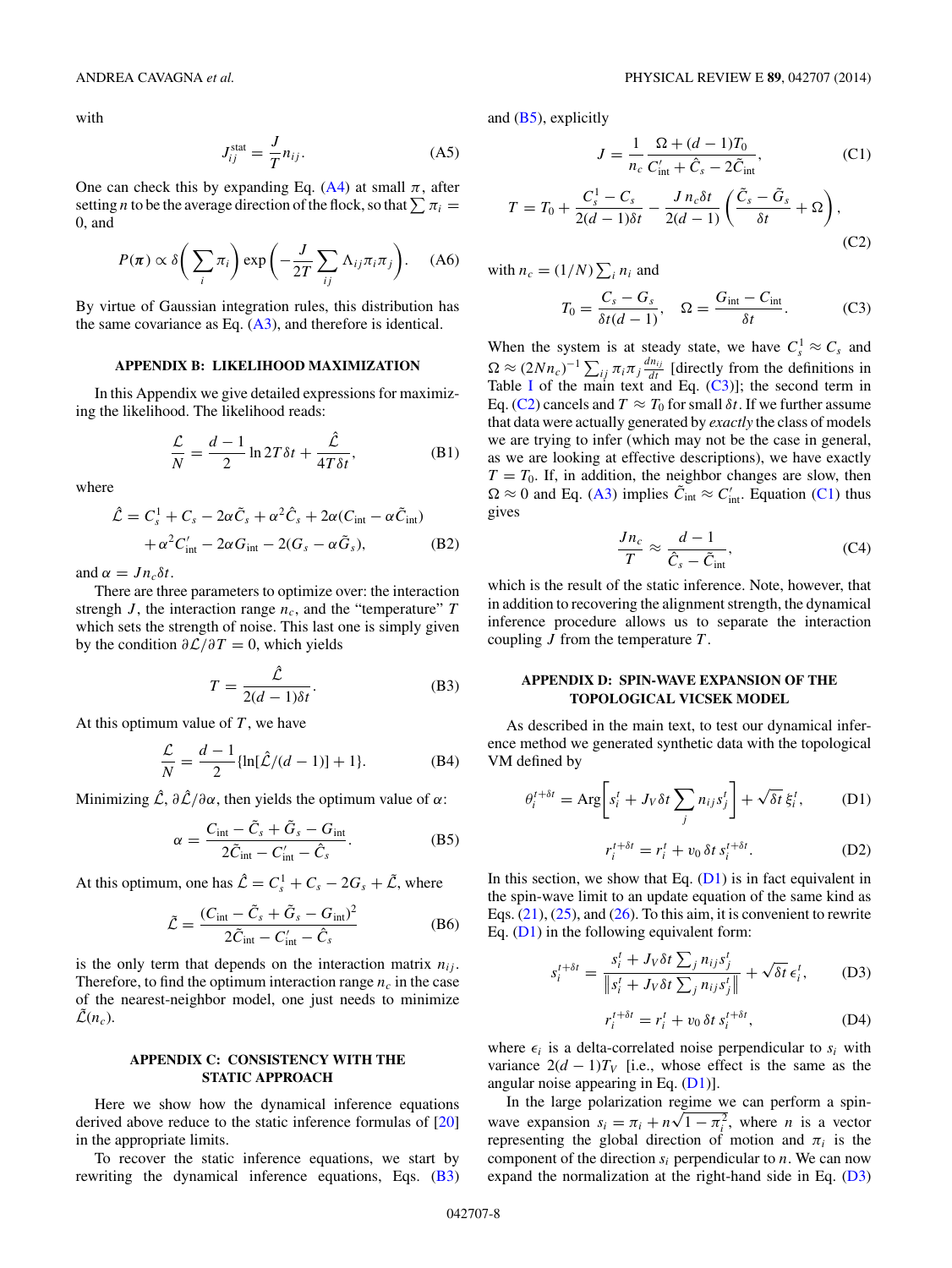with

$$J_{ij}^{\text{stat}} = \frac{J}{T} n_{ij}. \tag{A5}$$

One can check this by expanding Eq. (A4) at small $\pi$, after setting $n$ to be the average direction of the flock, so that $\sum \pi_i = 0$, and

$$P(\boldsymbol{\pi}) \propto \delta\left(\sum_i \pi_i\right) \exp\left(-\frac{J}{2T}\sum_{ij} \Lambda_{ij}\pi_i\pi_j\right). \tag{A6}$$

By virtue of Gaussian integration rules, this distribution has the same covariance as Eq. (A3), and therefore is identical.

## APPENDIX B: LIKELIHOOD MAXIMIZATION

In this Appendix we give detailed expressions for maximizing the likelihood. The likelihood reads:

$$\frac{\mathcal{L}}{N} = \frac{d-1}{2}\ln 2T\delta t + \frac{\hat{\mathcal{L}}}{4T\delta t}, \tag{B1}$$

where

$$\begin{aligned}\hat{\mathcal{L}} = {} & C_s^1 + C_s - 2\alpha\tilde{C}_s + \alpha^2\hat{C}_s + 2\alpha(C_{\text{int}} - \alpha\tilde{C}_{\text{int}}) \\ & + \alpha^2 C'_{\text{int}} - 2\alpha G_{\text{int}} - 2(G_s - \alpha\tilde{G}_s),\end{aligned} \tag{B2}$$

and $\alpha = J n_c \delta t$.

There are three parameters to optimize over: the interaction strengh $J$, the interaction range $n_c$, and the "temperature" $T$ which sets the strength of noise. This last one is simply given by the condition $\partial\mathcal{L}/\partial T = 0$, which yields

$$T = \frac{\hat{\mathcal{L}}}{2(d-1)\delta t}. \tag{B3}$$

At this optimum value of $T$, we have

$$\frac{\mathcal{L}}{N} = \frac{d-1}{2}\{\ln[\hat{\mathcal{L}}/(d-1)] + 1\}. \tag{B4}$$

Minimizing $\hat{\mathcal{L}}$, $\partial\hat{\mathcal{L}}/\partial\alpha$, then yields the optimum value of $\alpha$:

$$\alpha = \frac{C_{\text{int}} - \tilde{C}_s + \tilde{G}_s - G_{\text{int}}}{2\tilde{C}_{\text{int}} - C'_{\text{int}} - \hat{C}_s}. \tag{B5}$$

At this optimum, one has $\hat{\mathcal{L}} = C_s^1 + C_s - 2G_s + \tilde{\mathcal{L}}$, where

$$\tilde{\mathcal{L}} = \frac{(C_{\text{int}} - \tilde{C}_s + \tilde{G}_s - G_{\text{int}})^2}{2\tilde{C}_{\text{int}} - C'_{\text{int}} - \hat{C}_s} \tag{B6}$$

is the only term that depends on the interaction matrix $n_{ij}$. Therefore, to find the optimum interaction range $n_c$ in the case of the nearest-neighbor model, one just needs to minimize $\tilde{\mathcal{L}}(n_c)$.

## APPENDIX C: CONSISTENCY WITH THE STATIC APPROACH

Here we show how the dynamical inference equations derived above reduce to the static inference formulas of [20] in the appropriate limits.

To recover the static inference equations, we start by rewriting the dynamical inference equations, Eqs. (B3) and (B5), explicitly

$$J = \frac{1}{n_c}\frac{\Omega + (d-1)T_0}{C'_{\text{int}} + \hat{C}_s - 2\tilde{C}_{\text{int}}}, \tag{C1}$$

$$T = T_0 + \frac{C_s^1 - C_s}{2(d-1)\delta t} - \frac{J\, n_c \delta t}{2(d-1)}\left(\frac{\tilde{C}_s - \tilde{G}_s}{\delta t} + \Omega\right), \tag{C2}$$

with $n_c = (1/N)\sum_i n_i$ and

$$T_0 = \frac{C_s - G_s}{\delta t(d-1)}, \quad \Omega = \frac{G_{\text{int}} - C_{\text{int}}}{\delta t}. \tag{C3}$$

When the system is at steady state, we have $C_s^1 \approx C_s$ and $\Omega \approx (2Nn_c)^{-1}\sum_{ij}\pi_i\pi_j\frac{dn_{ij}}{dt}$ [directly from the definitions in Table I of the main text and Eq. (C3)]; the second term in Eq. (C2) cancels and $T \approx T_0$ for small $\delta t$. If we further assume that data were actually generated by *exactly* the class of models we are trying to infer (which may not be the case in general, as we are looking at effective descriptions), we have exactly $T = T_0$. If, in addition, the neighbor changes are slow, then $\Omega \approx 0$ and Eq. (A3) implies $\tilde{C}_{\text{int}} \approx C'_{\text{int}}$. Equation (C1) thus gives

$$\frac{J n_c}{T} \approx \frac{d-1}{\hat{C}_s - \tilde{C}_{\text{int}}}, \tag{C4}$$

which is the result of the static inference. Note, however, that in addition to recovering the alignment strength, the dynamical inference procedure allows us to separate the interaction coupling $J$ from the temperature $T$.

## APPENDIX D: SPIN-WAVE EXPANSION OF THE TOPOLOGICAL VICSEK MODEL

As described in the main text, to test our dynamical inference method we generated synthetic data with the topological VM defined by

$$\theta_i^{t+\delta t} = \text{Arg}\left[s_i^t + J_V \delta t \sum_j n_{ij} s_j^t\right] + \sqrt{\delta t}\,\xi_i^t, \tag{D1}$$

$$r_i^{t+\delta t} = r_i^t + v_0\,\delta t\, s_i^{t+\delta t}. \tag{D2}$$

In this section, we show that Eq. (D1) is in fact equivalent in the spin-wave limit to an update equation of the same kind as Eqs. (21), (25), and (26). To this aim, it is convenient to rewrite Eq. (D1) in the following equivalent form:

$$s_i^{t+\delta t} = \frac{s_i^t + J_V \delta t \sum_j n_{ij} s_j^t}{\left\| s_i^t + J_V \delta t \sum_j n_{ij} s_j^t \right\|} + \sqrt{\delta t}\,\epsilon_i^t, \tag{D3}$$

$$r_i^{t+\delta t} = r_i^t + v_0\,\delta t\, s_i^{t+\delta t}, \tag{D4}$$

where $\epsilon_i$ is a delta-correlated noise perpendicular to $s_i$ with variance $2(d-1)T_V$ [i.e., whose effect is the same as the angular noise appearing in Eq. (D1)].

In the large polarization regime we can perform a spin-wave expansion $s_i = \pi_i + n\sqrt{1-\pi_i^2}$, where $n$ is a vector representing the global direction of motion and $\pi_i$ is the component of the direction $s_i$ perpendicular to $n$. We can now expand the normalization at the right-hand side in Eq. (D3)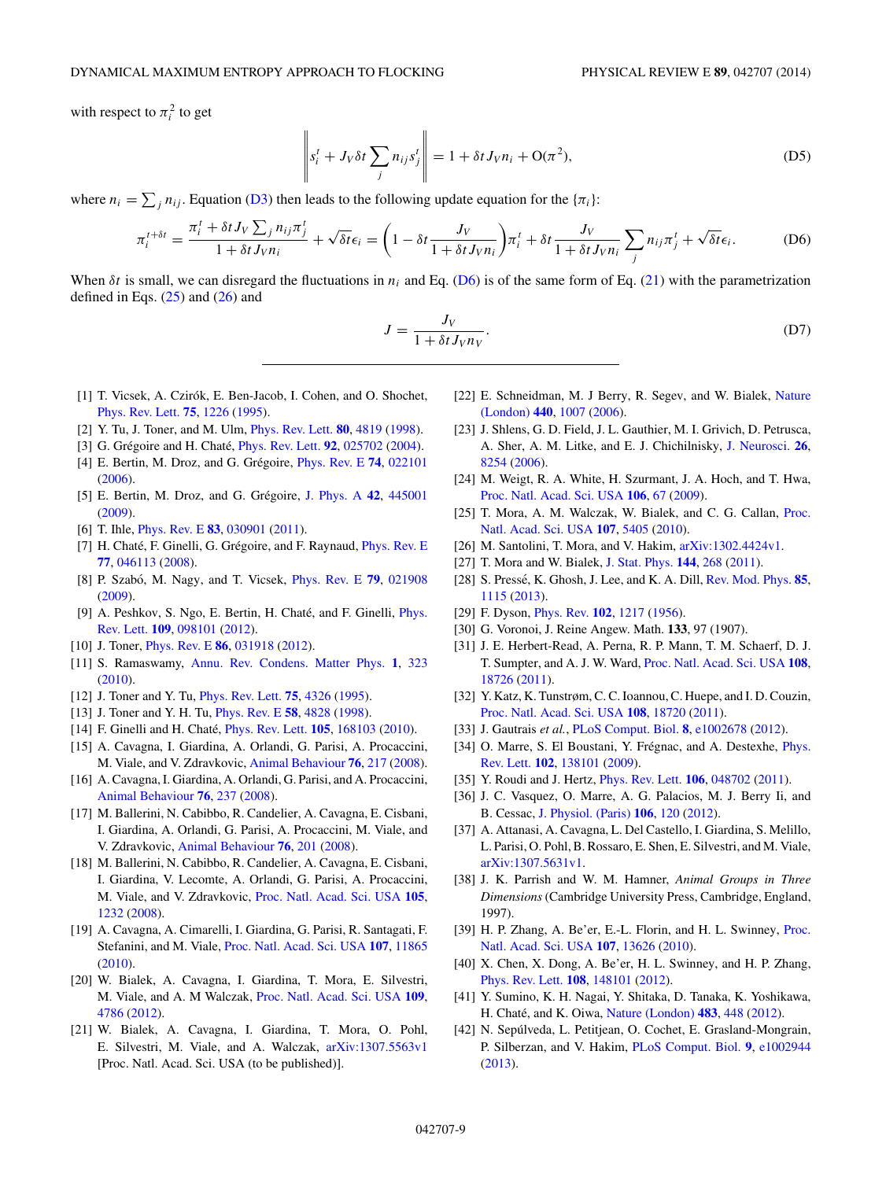with respect to $\pi_i^2$ to get

$$\left\| s_i^t + J_V \delta t \sum_j n_{ij} s_j^t \right\| = 1 + \delta t J_V n_i + O(\pi^2), \tag{D5}$$

where $n_i = \sum_j n_{ij}$. Equation (D3) then leads to the following update equation for the $\{\pi_i\}$:

$$\pi_i^{t+\delta t} = \frac{\pi_i^t + \delta t J_V \sum_j n_{ij} \pi_j^t}{1 + \delta t J_V n_i} + \sqrt{\delta t} \epsilon_i = \left(1 - \delta t \frac{J_V}{1 + \delta t J_V n_i}\right) \pi_i^t + \delta t \frac{J_V}{1 + \delta t J_V n_i} \sum_j n_{ij} \pi_j^t + \sqrt{\delta t} \epsilon_i. \tag{D6}$$

When $\delta t$ is small, we can disregard the fluctuations in $n_i$ and Eq. (D6) is of the same form of Eq. (21) with the parametrization defined in Eqs. (25) and (26) and

$$J = \frac{J_V}{1 + \delta t J_V n_V}. \tag{D7}$$

---

[1] T. Vicsek, A. Czirók, E. Ben-Jacob, I. Cohen, and O. Shochet, Phys. Rev. Lett. **75**, 1226 (1995).

[2] Y. Tu, J. Toner, and M. Ulm, Phys. Rev. Lett. **80**, 4819 (1998).

[3] G. Grégoire and H. Chaté, Phys. Rev. Lett. **92**, 025702 (2004).

[4] E. Bertin, M. Droz, and G. Grégoire, Phys. Rev. E **74**, 022101 (2006).

[5] E. Bertin, M. Droz, and G. Grégoire, J. Phys. A **42**, 445001 (2009).

[6] T. Ihle, Phys. Rev. E **83**, 030901 (2011).

[7] H. Chaté, F. Ginelli, G. Grégoire, and F. Raynaud, Phys. Rev. E **77**, 046113 (2008).

[8] P. Szabó, M. Nagy, and T. Vicsek, Phys. Rev. E **79**, 021908 (2009).

[9] A. Peshkov, S. Ngo, E. Bertin, H. Chaté, and F. Ginelli, Phys. Rev. Lett. **109**, 098101 (2012).

[10] J. Toner, Phys. Rev. E **86**, 031918 (2012).

[11] S. Ramaswamy, Annu. Rev. Condens. Matter Phys. **1**, 323 (2010).

[12] J. Toner and Y. Tu, Phys. Rev. Lett. **75**, 4326 (1995).

[13] J. Toner and Y. H. Tu, Phys. Rev. E **58**, 4828 (1998).

[14] F. Ginelli and H. Chaté, Phys. Rev. Lett. **105**, 168103 (2010).

[15] A. Cavagna, I. Giardina, A. Orlandi, G. Parisi, A. Procaccini, M. Viale, and V. Zdravkovic, Animal Behaviour **76**, 217 (2008).

[16] A. Cavagna, I. Giardina, A. Orlandi, G. Parisi, and A. Procaccini, Animal Behaviour **76**, 237 (2008).

[17] M. Ballerini, N. Cabibbo, R. Candelier, A. Cavagna, E. Cisbani, I. Giardina, A. Orlandi, G. Parisi, A. Procaccini, M. Viale, and V. Zdravkovic, Animal Behaviour **76**, 201 (2008).

[18] M. Ballerini, N. Cabibbo, R. Candelier, A. Cavagna, E. Cisbani, I. Giardina, V. Lecomte, A. Orlandi, G. Parisi, A. Procaccini, M. Viale, and V. Zdravkovic, Proc. Natl. Acad. Sci. USA **105**, 1232 (2008).

[19] A. Cavagna, A. Cimarelli, I. Giardina, G. Parisi, R. Santagati, F. Stefanini, and M. Viale, Proc. Natl. Acad. Sci. USA **107**, 11865 (2010).

[20] W. Bialek, A. Cavagna, I. Giardina, T. Mora, E. Silvestri, M. Viale, and A. M Walczak, Proc. Natl. Acad. Sci. USA **109**, 4786 (2012).

[21] W. Bialek, A. Cavagna, I. Giardina, T. Mora, O. Pohl, E. Silvestri, M. Viale, and A. Walczak, arXiv:1307.5563v1 [Proc. Natl. Acad. Sci. USA (to be published)].

[22] E. Schneidman, M. J Berry, R. Segev, and W. Bialek, Nature (London) **440**, 1007 (2006).

[23] J. Shlens, G. D. Field, J. L. Gauthier, M. I. Grivich, D. Petrusca, A. Sher, A. M. Litke, and E. J. Chichilnisky, J. Neurosci. **26**, 8254 (2006).

[24] M. Weigt, R. A. White, H. Szurmant, J. A. Hoch, and T. Hwa, Proc. Natl. Acad. Sci. USA **106**, 67 (2009).

[25] T. Mora, A. M. Walczak, W. Bialek, and C. G. Callan, Proc. Natl. Acad. Sci. USA **107**, 5405 (2010).

[26] M. Santolini, T. Mora, and V. Hakim, arXiv:1302.4424v1.

[27] T. Mora and W. Bialek, J. Stat. Phys. **144**, 268 (2011).

[28] S. Pressé, K. Ghosh, J. Lee, and K. A. Dill, Rev. Mod. Phys. **85**, 1115 (2013).

[29] F. Dyson, Phys. Rev. **102**, 1217 (1956).

[30] G. Voronoi, J. Reine Angew. Math. **133**, 97 (1907).

[31] J. E. Herbert-Read, A. Perna, R. P. Mann, T. M. Schaerf, D. J. T. Sumpter, and A. J. W. Ward, Proc. Natl. Acad. Sci. USA **108**, 18726 (2011).

[32] Y. Katz, K. Tunstrøm, C. C. Ioannou, C. Huepe, and I. D. Couzin, Proc. Natl. Acad. Sci. USA **108**, 18720 (2011).

[33] J. Gautrais *et al.*, PLoS Comput. Biol. **8**, e1002678 (2012).

[34] O. Marre, S. El Boustani, Y. Frégnac, and A. Destexhe, Phys. Rev. Lett. **102**, 138101 (2009).

[35] Y. Roudi and J. Hertz, Phys. Rev. Lett. **106**, 048702 (2011).

[36] J. C. Vasquez, O. Marre, A. G. Palacios, M. J. Berry Ii, and B. Cessac, J. Physiol. (Paris) **106**, 120 (2012).

[37] A. Attanasi, A. Cavagna, L. Del Castello, I. Giardina, S. Melillo, L. Parisi, O. Pohl, B. Rossaro, E. Shen, E. Silvestri, and M. Viale, arXiv:1307.5631v1.

[38] J. K. Parrish and W. M. Hamner, *Animal Groups in Three Dimensions* (Cambridge University Press, Cambridge, England, 1997).

[39] H. P. Zhang, A. Be'er, E.-L. Florin, and H. L. Swinney, Proc. Natl. Acad. Sci. USA **107**, 13626 (2010).

[40] X. Chen, X. Dong, A. Be'er, H. L. Swinney, and H. P. Zhang, Phys. Rev. Lett. **108**, 148101 (2012).

[41] Y. Sumino, K. H. Nagai, Y. Shitaka, D. Tanaka, K. Yoshikawa, H. Chaté, and K. Oiwa, Nature (London) **483**, 448 (2012).

[42] N. Sepúlveda, L. Petitjean, O. Cochet, E. Grasland-Mongrain, P. Silberzan, and V. Hakim, PLoS Comput. Biol. **9**, e1002944 (2013).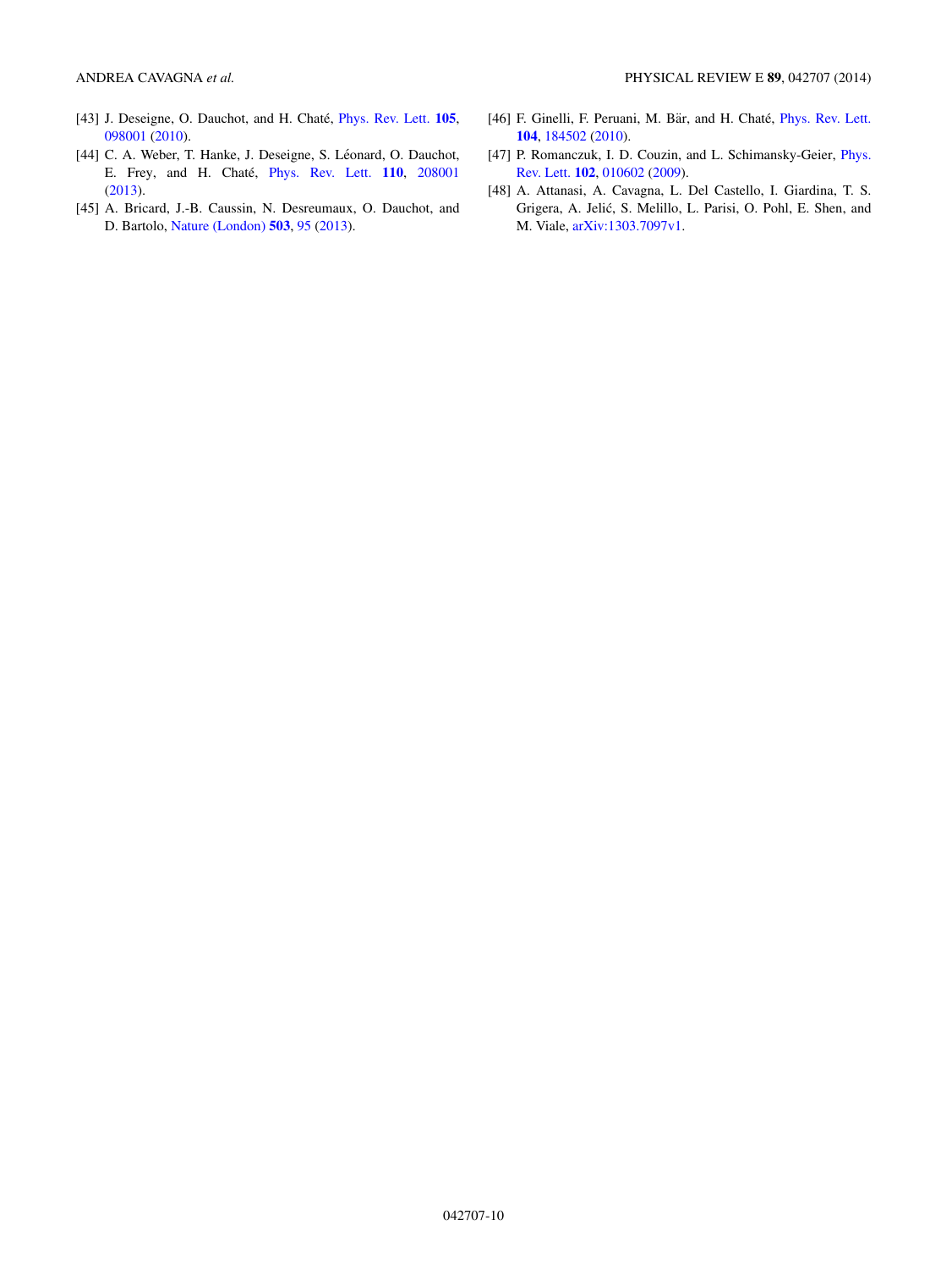[43] J. Deseigne, O. Dauchot, and H. Chaté, Phys. Rev. Lett. **105**, 098001 (2010).

[44] C. A. Weber, T. Hanke, J. Deseigne, S. Léonard, O. Dauchot, E. Frey, and H. Chaté, Phys. Rev. Lett. **110**, 208001 (2013).

[45] A. Bricard, J.-B. Caussin, N. Desreumaux, O. Dauchot, and D. Bartolo, Nature (London) **503**, 95 (2013).

[46] F. Ginelli, F. Peruani, M. Bär, and H. Chaté, Phys. Rev. Lett. **104**, 184502 (2010).

[47] P. Romanczuk, I. D. Couzin, and L. Schimansky-Geier, Phys. Rev. Lett. **102**, 010602 (2009).

[48] A. Attanasi, A. Cavagna, L. Del Castello, I. Giardina, T. S. Grigera, A. Jelić, S. Melillo, L. Parisi, O. Pohl, E. Shen, and M. Viale, arXiv:1303.7097v1.